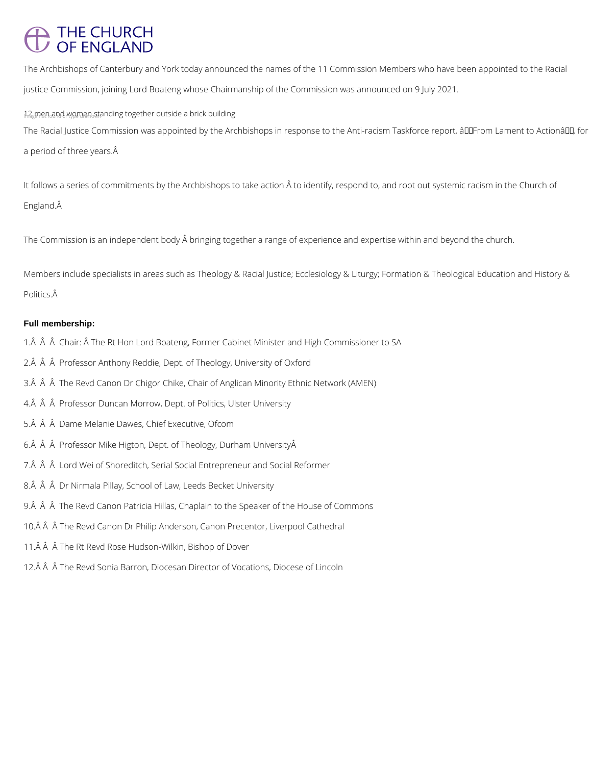# THE CHURCH OF ENGLAND

The Archbishops of Canterbury and York today announced the names of the 11 Commission Members who have been appointed to the Racial justice Commission, joining Lord Boateng whose Chairmanship of the Commission was announced on 9 July 2021.

12 men and women standing together outside a brick building

The Racial Justice Commission was appointed by the Archbishops in response to the Anti-racism Taskforce report, â€˜From Lament to Actionâ€™, for a period of three years.Â

It follows a series of commitments by the Archbishops to take action Â to identify, respond to, and root out systemic racism in the Church of England.Â

The Commission is an independent body Â bringing together a range of experience and expertise within and beyond the church.

Members include specialists in areas such as Theology & Racial Justice; Ecclesiology & Liturgy; Formation & Theological Education and History & Politics.Â

**Full membership:**

1.Â Â Â Chair: Â The Rt Hon Lord Boateng, Former Cabinet Minister and High Commissioner to SA

2.Â Â Â Professor Anthony Reddie, Dept. of Theology, University of Oxford

3.Â Â Â The Revd Canon Dr Chigor Chike, Chair of Anglican Minority Ethnic Network (AMEN)

4.Â Â Â Professor Duncan Morrow, Dept. of Politics, Ulster University

5.Â Â Â Dame Melanie Dawes, Chief Executive, Ofcom

6.Â Â Â Professor Mike Higton, Dept. of Theology, Durham UniversityÂ

7.Â Â Â Lord Wei of Shoreditch, Serial Social Entrepreneur and Social Reformer

8.Â Â Â Dr Nirmala Pillay, School of Law, Leeds Becket University

9.Â Â Â The Revd Canon Patricia Hillas, Chaplain to the Speaker of the House of Commons

10.Â Â Â The Revd Canon Dr Philip Anderson, Canon Precentor, Liverpool Cathedral

11.Â Â Â The Rt Revd Rose Hudson-Wilkin, Bishop of Dover

12.Â Â Â The Revd Sonia Barron, Diocesan Director of Vocations, Diocese of Lincoln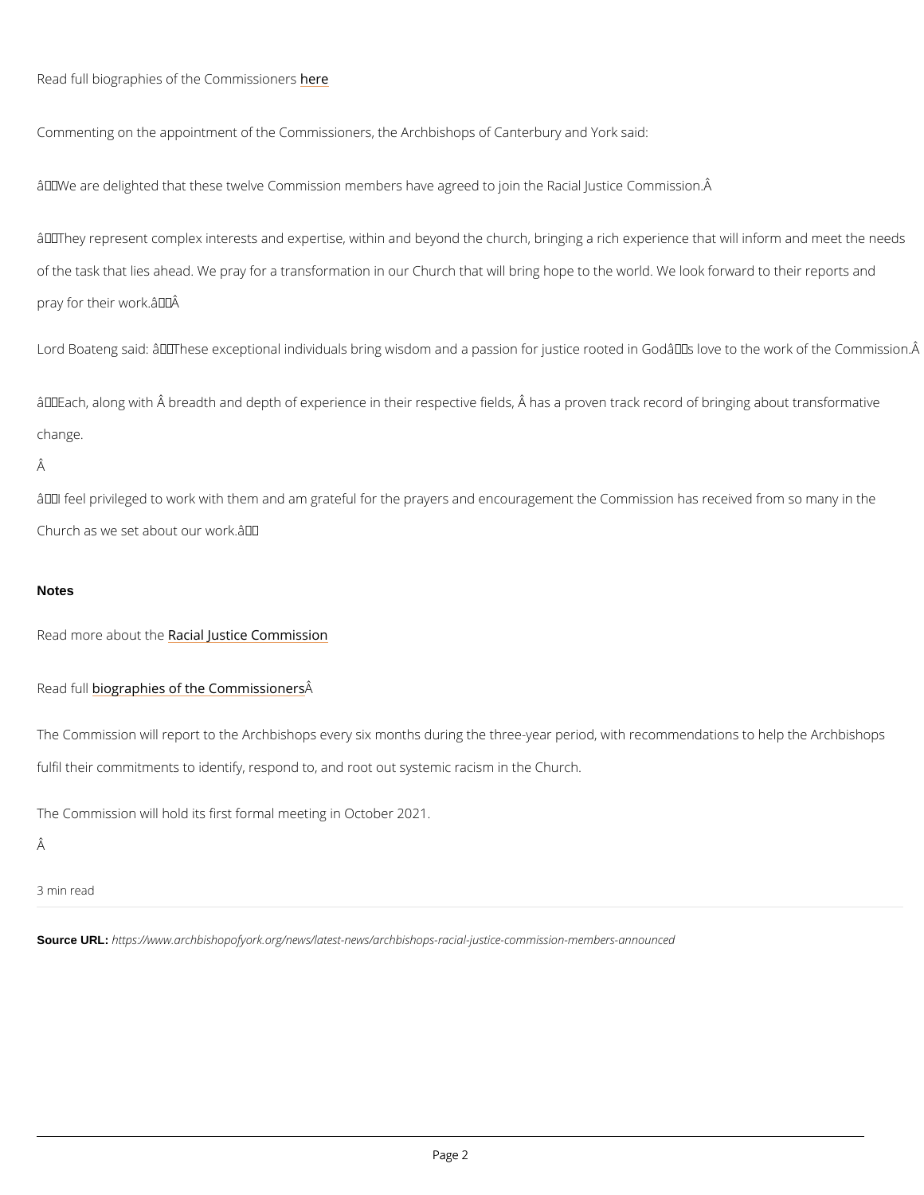Read full biographies of the Commissioners here

Commenting on the appointment of the Commissioners, the Archbishops of Canterbury and York said:

â€œWe are delighted that these twelve Commission members have agreed to join the Racial Justice Commission.Â

â€œThey represent complex interests and expertise, within and beyond the church, bringing a rich experience that will inform and meet the needs of the task that lies ahead. We pray for a transformation in our Church that will bring hope to the world. We look forward to their reports and pray for their work.â€Â

Lord Boateng said: â€œThese exceptional individuals bring wisdom and a passion for justice rooted in Godâ€™s love to the work of the Commission.Â

â€œEach, along with Â breadth and depth of experience in their respective fields, Â has a proven track record of bringing about transformative change.

Â

â€œI feel privileged to work with them and am grateful for the prayers and encouragement the Commission has received from so many in the Church as we set about our work.â€

**Notes**

Read more about the Racial Justice Commission

Read full biographies of the CommissionersÂ

The Commission will report to the Archbishops every six months during the three-year period, with recommendations to help the Archbishops fulfil their commitments to identify, respond to, and root out systemic racism in the Church.

The Commission will hold its first formal meeting in October 2021.

Â

3 min read

**Source URL:** *https://www.archbishopofyork.org/news/latest-news/archbishops-racial-justice-commission-members-announced*